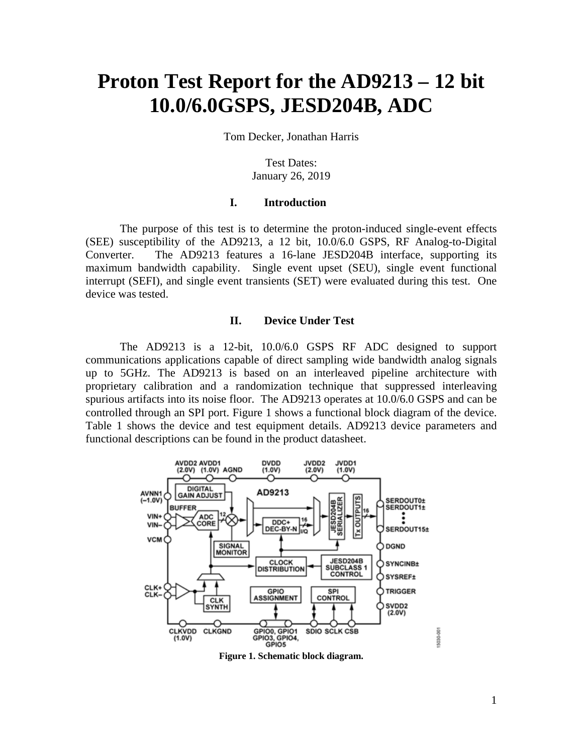# Proton Test Report for the AD9213 – 12 bit 10.0/6.0GSPS, JESD204B, ADC

Tom Decker, Jonathan Harris

Test Dates:
January 26, 2019

## I. Introduction

The purpose of this test is to determine the proton-induced single-event effects (SEE) susceptibility of the AD9213, a 12 bit, 10.0/6.0 GSPS, RF Analog-to-Digital Converter. The AD9213 features a 16-lane JESD204B interface, supporting its maximum bandwidth capability. Single event upset (SEU), single event functional interrupt (SEFI), and single event transients (SET) were evaluated during this test. One device was tested.

## II. Device Under Test

The AD9213 is a 12-bit, 10.0/6.0 GSPS RF ADC designed to support communications applications capable of direct sampling wide bandwidth analog signals up to 5GHz. The AD9213 is based on an interleaved pipeline architecture with proprietary calibration and a randomization technique that suppressed interleaving spurious artifacts into its noise floor. The AD9213 operates at 10.0/6.0 GSPS and can be controlled through an SPI port. Figure 1 shows a functional block diagram of the device. Table 1 shows the device and test equipment details. AD9213 device parameters and functional descriptions can be found in the product datasheet.

**Figure 1. Schematic block diagram.**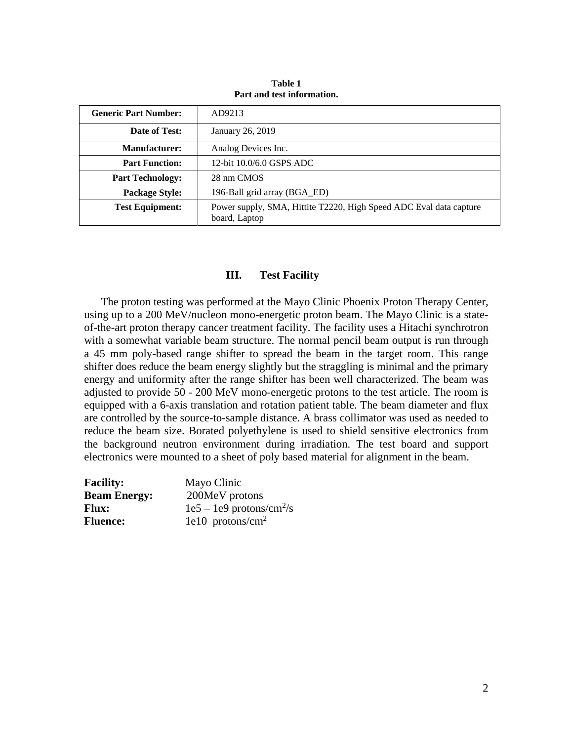**Table 1**
**Part and test information.**

| | |
|---|---|
| **Generic Part Number:** | AD9213 |
| **Date of Test:** | January 26, 2019 |
| **Manufacturer:** | Analog Devices Inc. |
| **Part Function:** | 12-bit 10.0/6.0 GSPS ADC |
| **Part Technology:** | 28 nm CMOS |
| **Package Style:** | 196-Ball grid array (BGA_ED) |
| **Test Equipment:** | Power supply, SMA, Hittite T2220, High Speed ADC Eval data capture board, Laptop |

## III. Test Facility

The proton testing was performed at the Mayo Clinic Phoenix Proton Therapy Center, using up to a 200 MeV/nucleon mono-energetic proton beam. The Mayo Clinic is a state-of-the-art proton therapy cancer treatment facility. The facility uses a Hitachi synchrotron with a somewhat variable beam structure. The normal pencil beam output is run through a 45 mm poly-based range shifter to spread the beam in the target room. This range shifter does reduce the beam energy slightly but the straggling is minimal and the primary energy and uniformity after the range shifter has been well characterized. The beam was adjusted to provide 50 - 200 MeV mono-energetic protons to the test article. The room is equipped with a 6-axis translation and rotation patient table. The beam diameter and flux are controlled by the source-to-sample distance. A brass collimator was used as needed to reduce the beam size. Borated polyethylene is used to shield sensitive electronics from the background neutron environment during irradiation. The test board and support electronics were mounted to a sheet of poly based material for alignment in the beam.

**Facility:** Mayo Clinic
**Beam Energy:** 200MeV protons
**Flux:** 1e5 – 1e9 protons/cm$^2$/s
**Fluence:** 1e10 protons/cm$^2$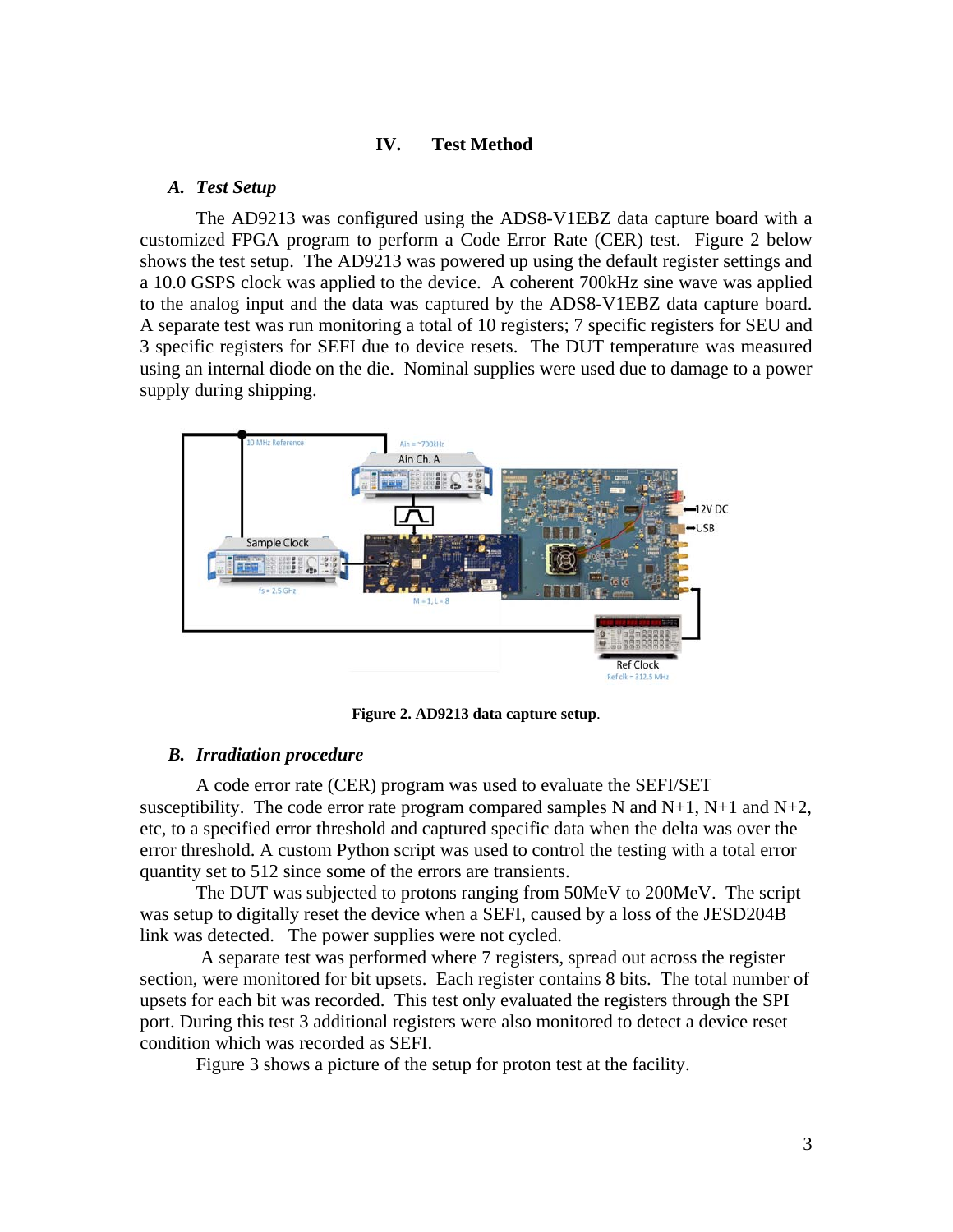## IV. Test Method

### *A. Test Setup*

The AD9213 was configured using the ADS8-V1EBZ data capture board with a customized FPGA program to perform a Code Error Rate (CER) test. Figure 2 below shows the test setup. The AD9213 was powered up using the default register settings and a 10.0 GSPS clock was applied to the device. A coherent 700kHz sine wave was applied to the analog input and the data was captured by the ADS8-V1EBZ data capture board. A separate test was run monitoring a total of 10 registers; 7 specific registers for SEU and 3 specific registers for SEFI due to device resets. The DUT temperature was measured using an internal diode on the die. Nominal supplies were used due to damage to a power supply during shipping.

**Figure 2. AD9213 data capture setup**.

### *B. Irradiation procedure*

A code error rate (CER) program was used to evaluate the SEFI/SET susceptibility. The code error rate program compared samples N and N+1, N+1 and N+2, etc, to a specified error threshold and captured specific data when the delta was over the error threshold. A custom Python script was used to control the testing with a total error quantity set to 512 since some of the errors are transients.

The DUT was subjected to protons ranging from 50MeV to 200MeV. The script was setup to digitally reset the device when a SEFI, caused by a loss of the JESD204B link was detected. The power supplies were not cycled.

A separate test was performed where 7 registers, spread out across the register section, were monitored for bit upsets. Each register contains 8 bits. The total number of upsets for each bit was recorded. This test only evaluated the registers through the SPI port. During this test 3 additional registers were also monitored to detect a device reset condition which was recorded as SEFI.

Figure 3 shows a picture of the setup for proton test at the facility.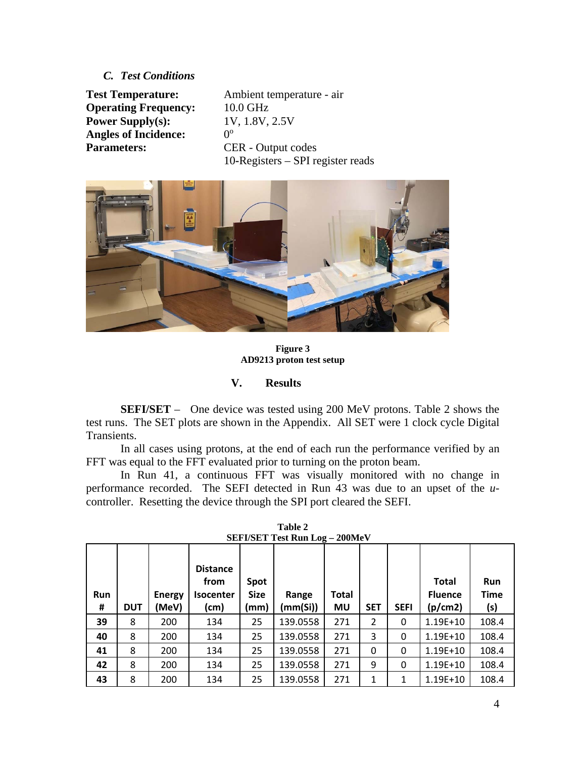### *C. Test Conditions*

| | |
|---|---|
| **Test Temperature:** | Ambient temperature - air |
| **Operating Frequency:** | 10.0 GHz |
| **Power Supply(s):** | 1V, 1.8V, 2.5V |
| **Angles of Incidence:** | $0^o$ |
| **Parameters:** | CER - Output codes<br>10-Registers – SPI register reads |

**Figure 3**
**AD9213 proton test setup**

## V. Results

**SEFI/SET** – One device was tested using 200 MeV protons. Table 2 shows the test runs. The SET plots are shown in the Appendix. All SET were 1 clock cycle Digital Transients.

In all cases using protons, at the end of each run the performance verified by an FFT was equal to the FFT evaluated prior to turning on the proton beam.

In Run 41, a continuous FFT was visually monitored with no change in performance recorded. The SEFI detected in Run 43 was due to an upset of the *u*-controller. Resetting the device through the SPI port cleared the SEFI.

**Table 2**
**SEFI/SET Test Run Log – 200MeV**

| Run # | DUT | Energy (MeV) | Distance from Isocenter (cm) | Spot Size (mm) | Range (mm(Si)) | Total MU | SET | SEFI | Total Fluence (p/cm2) | Run Time (s) |
|---|---|---|---|---|---|---|---|---|---|---|
| **39** | 8 | 200 | 134 | 25 | 139.0558 | 271 | 2 | 0 | 1.19E+10 | 108.4 |
| **40** | 8 | 200 | 134 | 25 | 139.0558 | 271 | 3 | 0 | 1.19E+10 | 108.4 |
| **41** | 8 | 200 | 134 | 25 | 139.0558 | 271 | 0 | 0 | 1.19E+10 | 108.4 |
| **42** | 8 | 200 | 134 | 25 | 139.0558 | 271 | 9 | 0 | 1.19E+10 | 108.4 |
| **43** | 8 | 200 | 134 | 25 | 139.0558 | 271 | 1 | 1 | 1.19E+10 | 108.4 |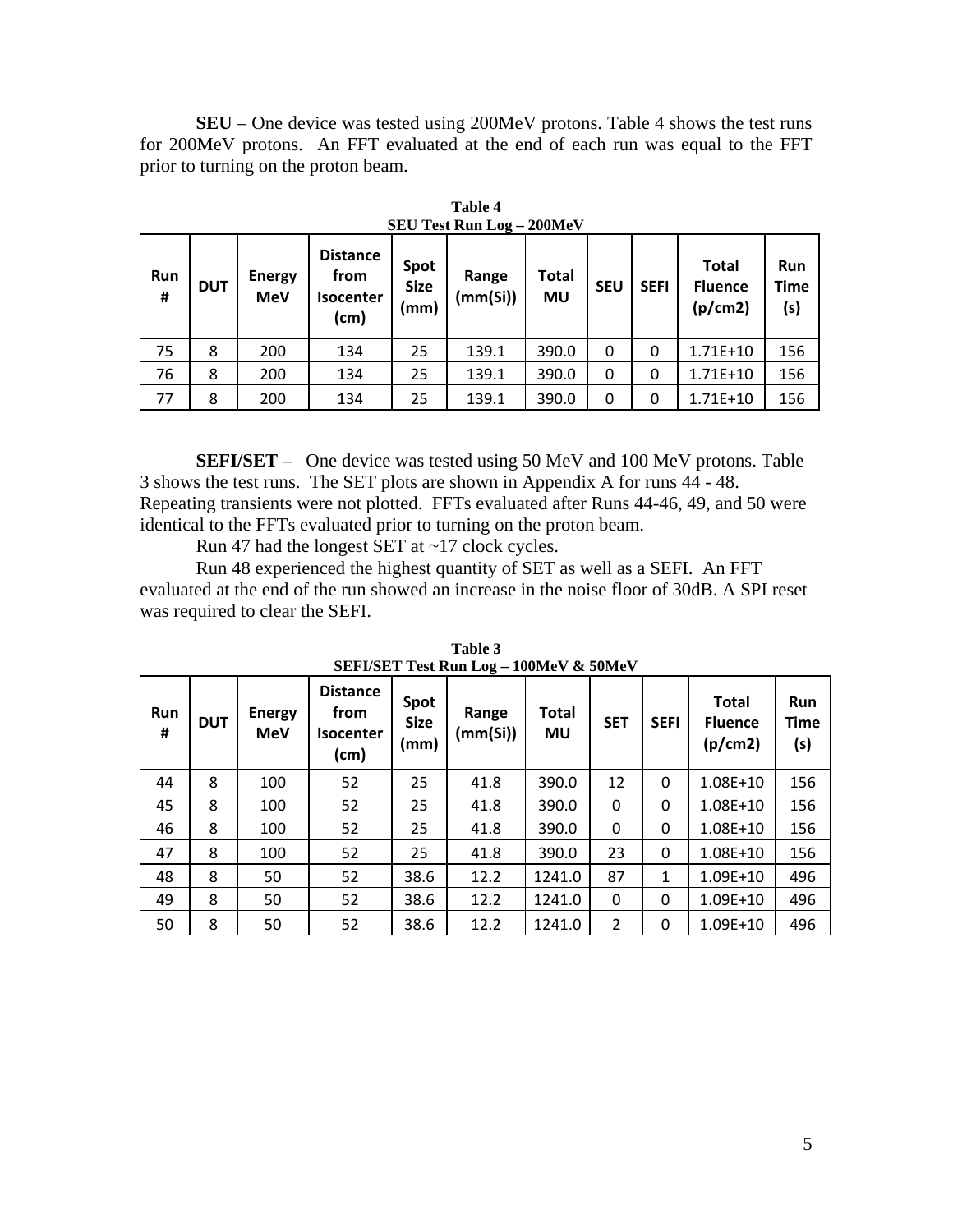**SEU** – One device was tested using 200MeV protons. Table 4 shows the test runs for 200MeV protons. An FFT evaluated at the end of each run was equal to the FFT prior to turning on the proton beam.

**Table 4**
**SEU Test Run Log – 200MeV**

| Run # | DUT | Energy MeV | Distance from Isocenter (cm) | Spot Size (mm) | Range (mm(Si)) | Total MU | SEU | SEFI | Total Fluence (p/cm2) | Run Time (s) |
|---|---|---|---|---|---|---|---|---|---|---|
| 75 | 8 | 200 | 134 | 25 | 139.1 | 390.0 | 0 | 0 | 1.71E+10 | 156 |
| 76 | 8 | 200 | 134 | 25 | 139.1 | 390.0 | 0 | 0 | 1.71E+10 | 156 |
| 77 | 8 | 200 | 134 | 25 | 139.1 | 390.0 | 0 | 0 | 1.71E+10 | 156 |

**SEFI/SET** – One device was tested using 50 MeV and 100 MeV protons. Table 3 shows the test runs. The SET plots are shown in Appendix A for runs 44 - 48. Repeating transients were not plotted. FFTs evaluated after Runs 44-46, 49, and 50 were identical to the FFTs evaluated prior to turning on the proton beam.

Run 47 had the longest SET at ~17 clock cycles.

Run 48 experienced the highest quantity of SET as well as a SEFI. An FFT evaluated at the end of the run showed an increase in the noise floor of 30dB. A SPI reset was required to clear the SEFI.

**Table 3**
**SEFI/SET Test Run Log – 100MeV & 50MeV**

| Run # | DUT | Energy MeV | Distance from Isocenter (cm) | Spot Size (mm) | Range (mm(Si)) | Total MU | SET | SEFI | Total Fluence (p/cm2) | Run Time (s) |
|---|---|---|---|---|---|---|---|---|---|---|
| 44 | 8 | 100 | 52 | 25 | 41.8 | 390.0 | 12 | 0 | 1.08E+10 | 156 |
| 45 | 8 | 100 | 52 | 25 | 41.8 | 390.0 | 0 | 0 | 1.08E+10 | 156 |
| 46 | 8 | 100 | 52 | 25 | 41.8 | 390.0 | 0 | 0 | 1.08E+10 | 156 |
| 47 | 8 | 100 | 52 | 25 | 41.8 | 390.0 | 23 | 0 | 1.08E+10 | 156 |
| 48 | 8 | 50 | 52 | 38.6 | 12.2 | 1241.0 | 87 | 1 | 1.09E+10 | 496 |
| 49 | 8 | 50 | 52 | 38.6 | 12.2 | 1241.0 | 0 | 0 | 1.09E+10 | 496 |
| 50 | 8 | 50 | 52 | 38.6 | 12.2 | 1241.0 | 2 | 0 | 1.09E+10 | 496 |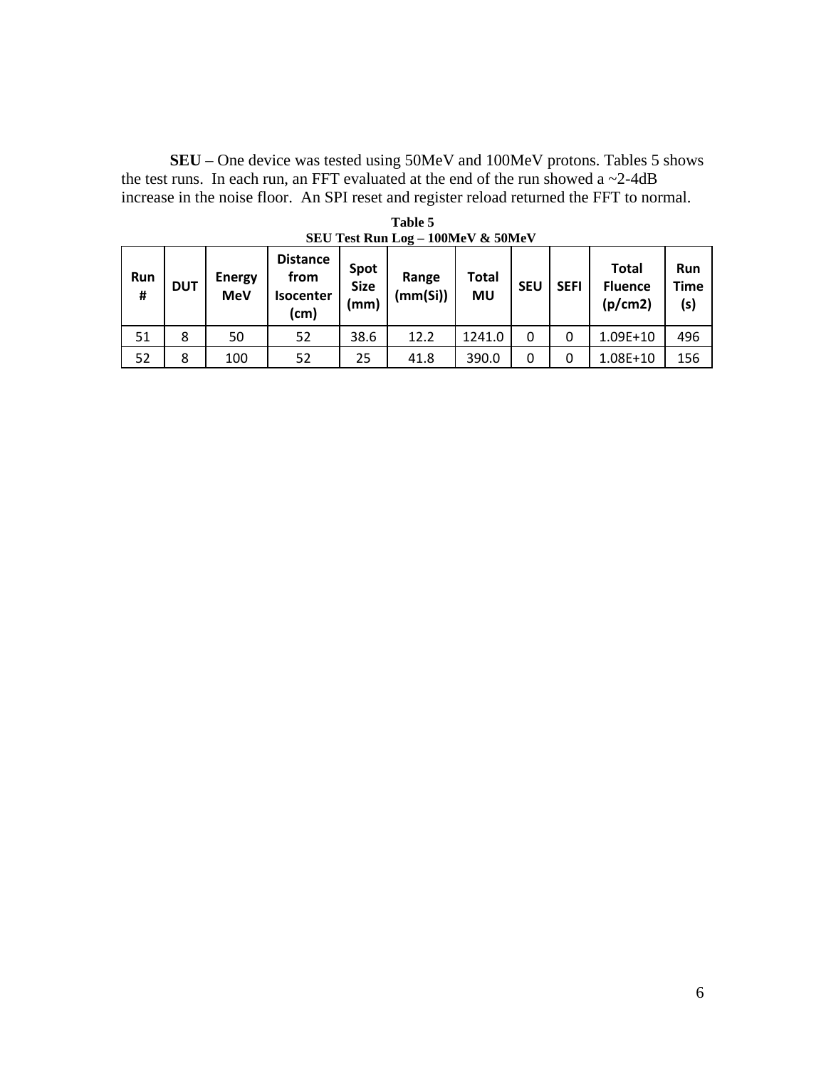**SEU** – One device was tested using 50MeV and 100MeV protons. Tables 5 shows the test runs. In each run, an FFT evaluated at the end of the run showed a ~2-4dB increase in the noise floor. An SPI reset and register reload returned the FFT to normal.

**Table 5**
**SEU Test Run Log – 100MeV & 50MeV**

| Run # | DUT | Energy MeV | Distance from Isocenter (cm) | Spot Size (mm) | Range (mm(Si)) | Total MU | SEU | SEFI | Total Fluence (p/cm2) | Run Time (s) |
|---|---|---|---|---|---|---|---|---|---|---|
| 51 | 8 | 50 | 52 | 38.6 | 12.2 | 1241.0 | 0 | 0 | 1.09E+10 | 496 |
| 52 | 8 | 100 | 52 | 25 | 41.8 | 390.0 | 0 | 0 | 1.08E+10 | 156 |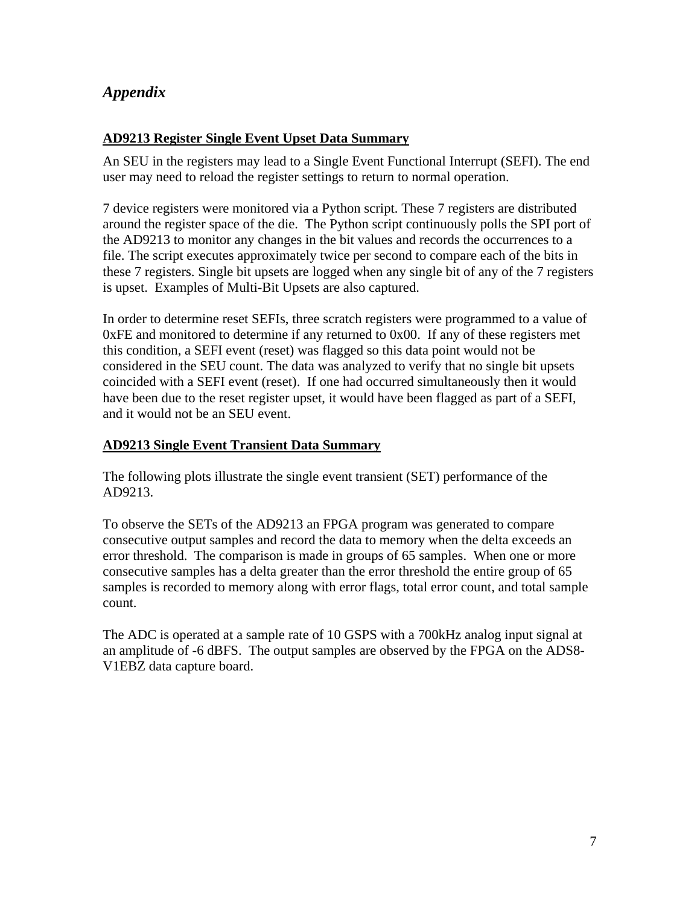## *Appendix*

### AD9213 Register Single Event Upset Data Summary

An SEU in the registers may lead to a Single Event Functional Interrupt (SEFI). The end user may need to reload the register settings to return to normal operation.

7 device registers were monitored via a Python script. These 7 registers are distributed around the register space of the die. The Python script continuously polls the SPI port of the AD9213 to monitor any changes in the bit values and records the occurrences to a file. The script executes approximately twice per second to compare each of the bits in these 7 registers. Single bit upsets are logged when any single bit of any of the 7 registers is upset. Examples of Multi-Bit Upsets are also captured.

In order to determine reset SEFIs, three scratch registers were programmed to a value of 0xFE and monitored to determine if any returned to 0x00. If any of these registers met this condition, a SEFI event (reset) was flagged so this data point would not be considered in the SEU count. The data was analyzed to verify that no single bit upsets coincided with a SEFI event (reset). If one had occurred simultaneously then it would have been due to the reset register upset, it would have been flagged as part of a SEFI, and it would not be an SEU event.

### AD9213 Single Event Transient Data Summary

The following plots illustrate the single event transient (SET) performance of the AD9213.

To observe the SETs of the AD9213 an FPGA program was generated to compare consecutive output samples and record the data to memory when the delta exceeds an error threshold. The comparison is made in groups of 65 samples. When one or more consecutive samples has a delta greater than the error threshold the entire group of 65 samples is recorded to memory along with error flags, total error count, and total sample count.

The ADC is operated at a sample rate of 10 GSPS with a 700kHz analog input signal at an amplitude of -6 dBFS. The output samples are observed by the FPGA on the ADS8-V1EBZ data capture board.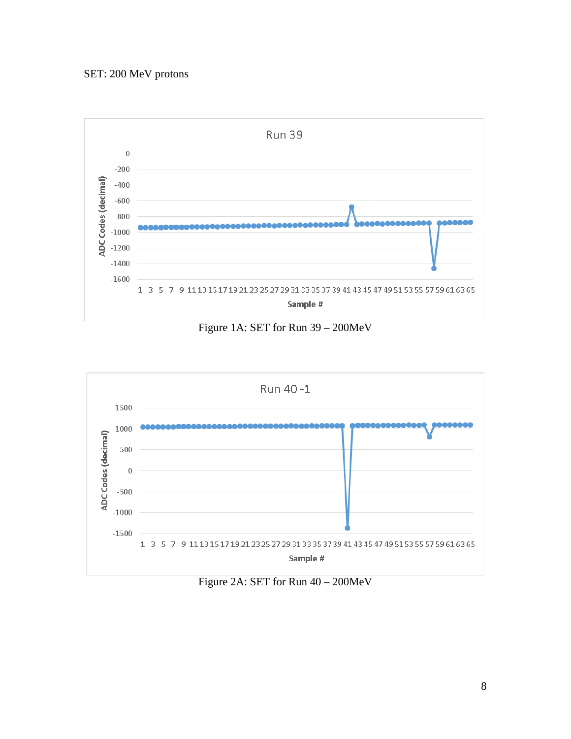SET: 200 MeV protons

Figure 1A: SET for Run 39 – 200MeV

Figure 2A: SET for Run 40 – 200MeV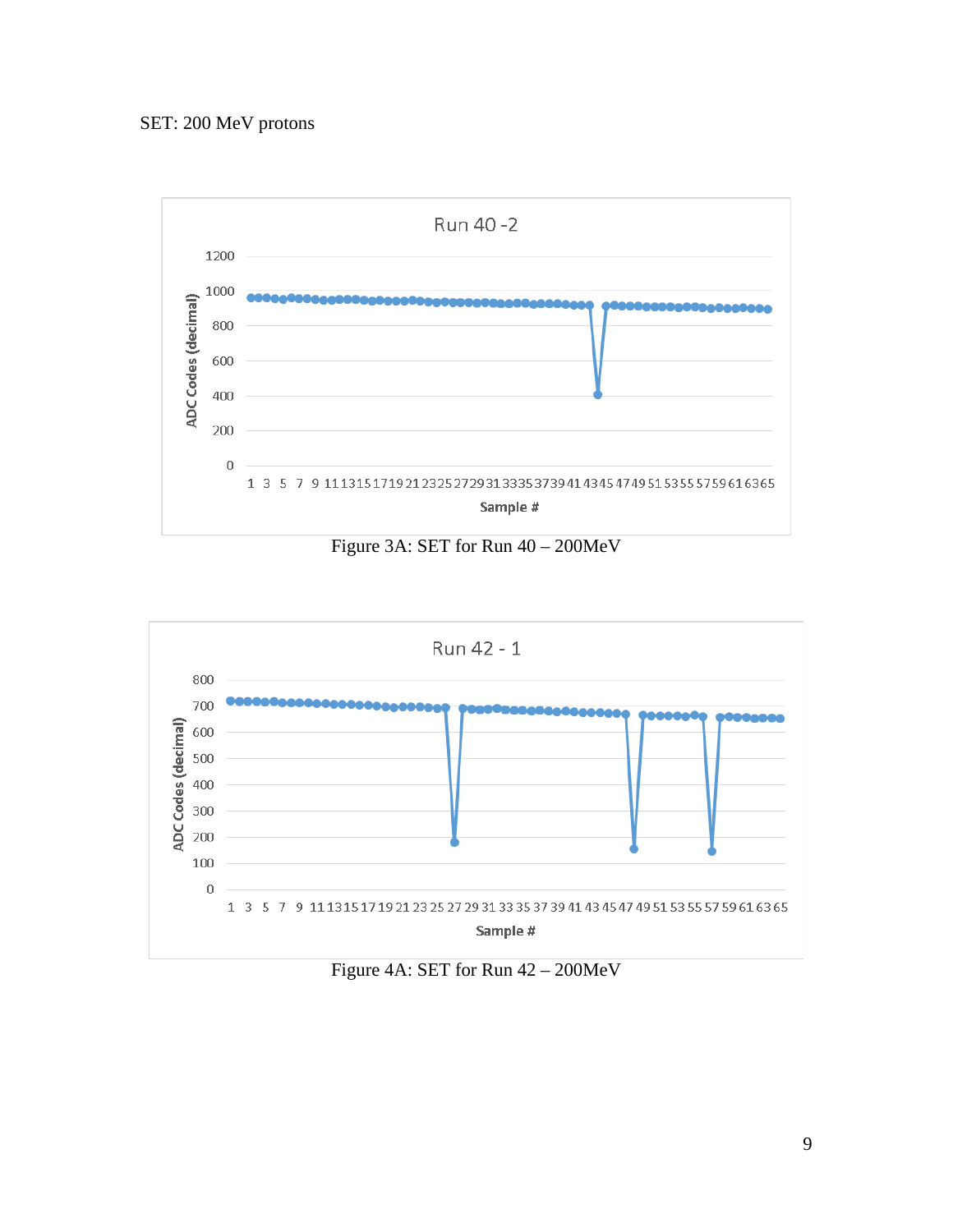SET: 200 MeV protons

Figure 3A: SET for Run 40 – 200MeV

Figure 4A: SET for Run 42 – 200MeV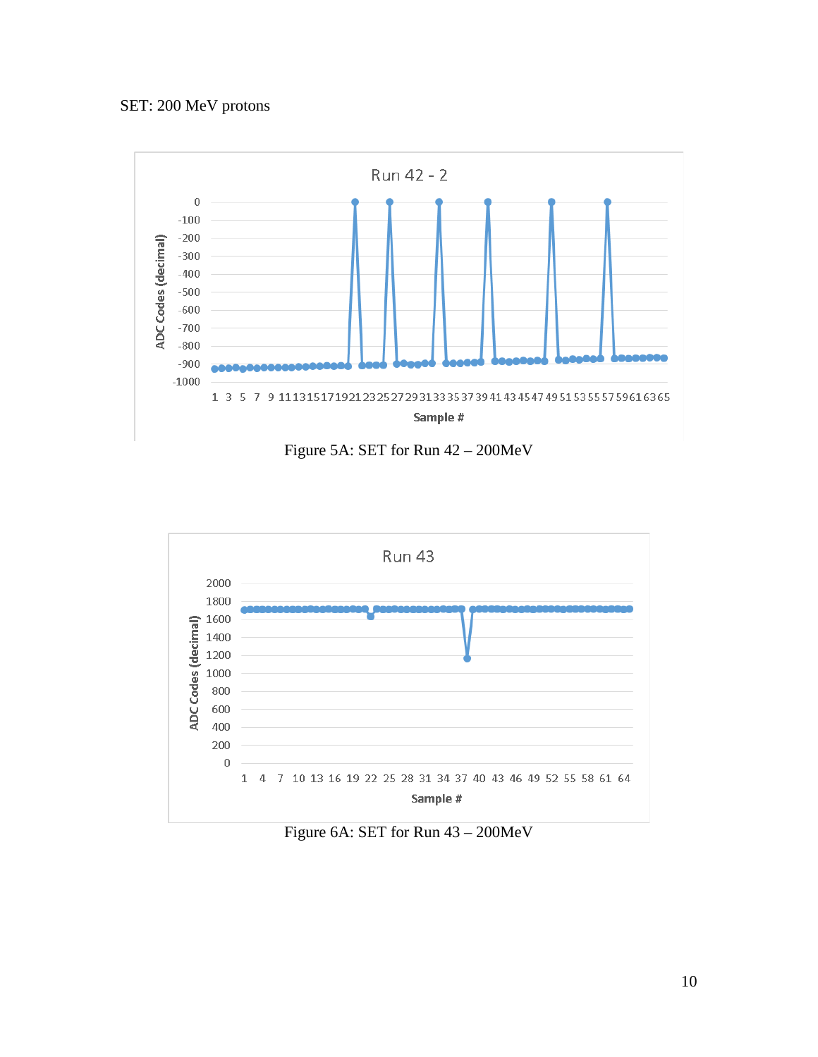SET: 200 MeV protons

Figure 5A: SET for Run 42 – 200MeV

Figure 6A: SET for Run 43 – 200MeV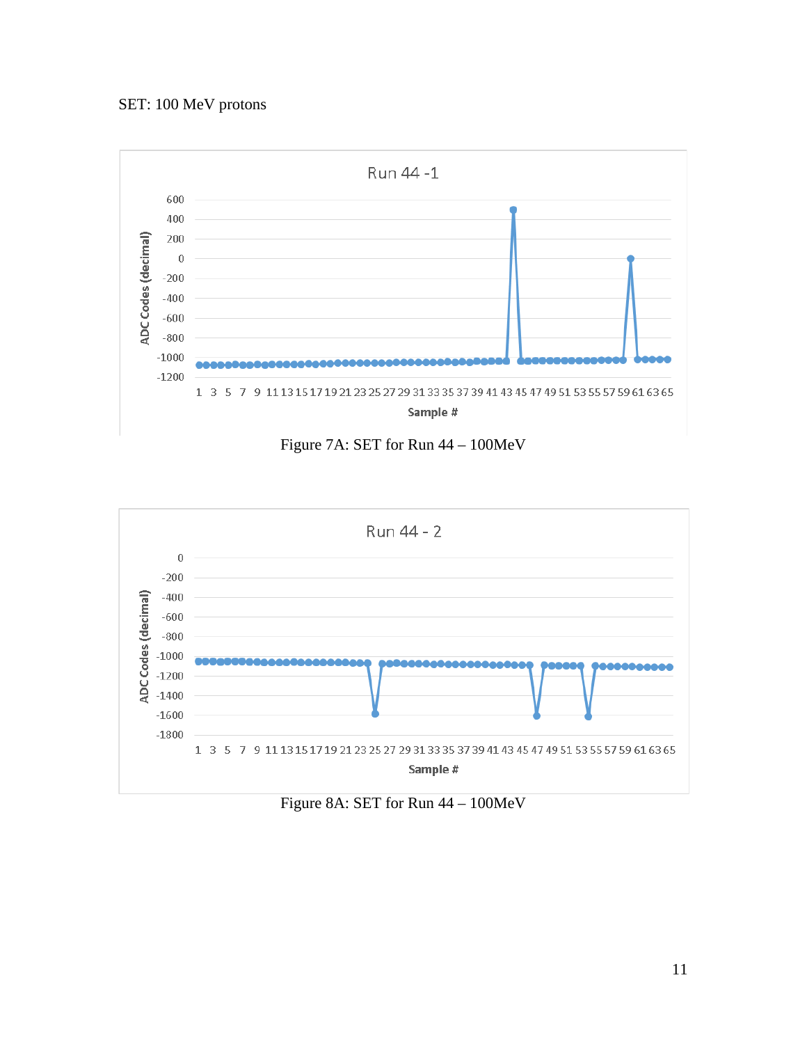SET: 100 MeV protons

Figure 7A: SET for Run 44 – 100MeV

Figure 8A: SET for Run 44 – 100MeV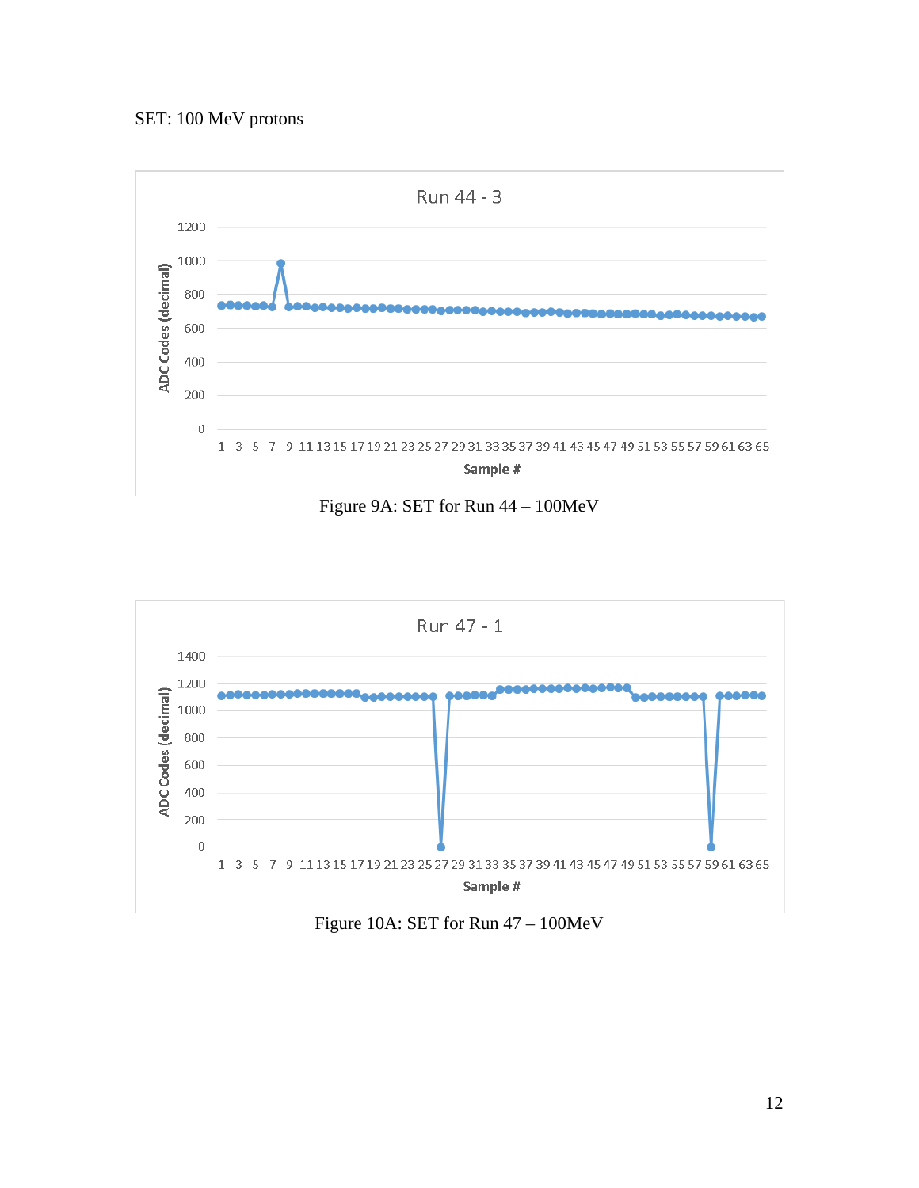SET: 100 MeV protons

Figure 9A: SET for Run 44 – 100MeV

Figure 10A: SET for Run 47 – 100MeV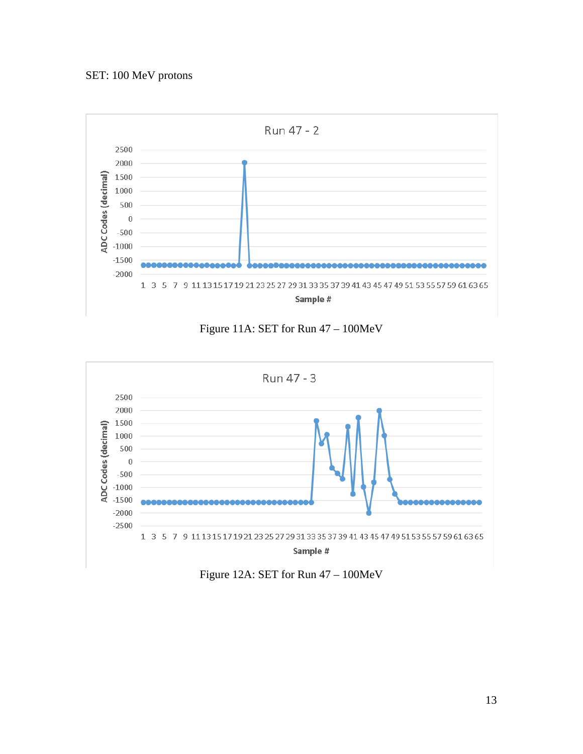SET: 100 MeV protons

Figure 11A: SET for Run 47 – 100MeV

Figure 12A: SET for Run 47 – 100MeV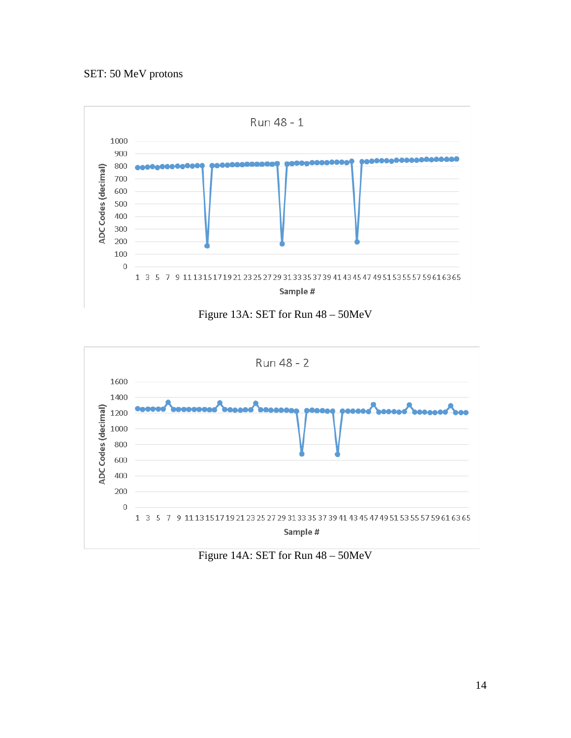SET: 50 MeV protons

Figure 13A: SET for Run 48 – 50MeV

Figure 14A: SET for Run 48 – 50MeV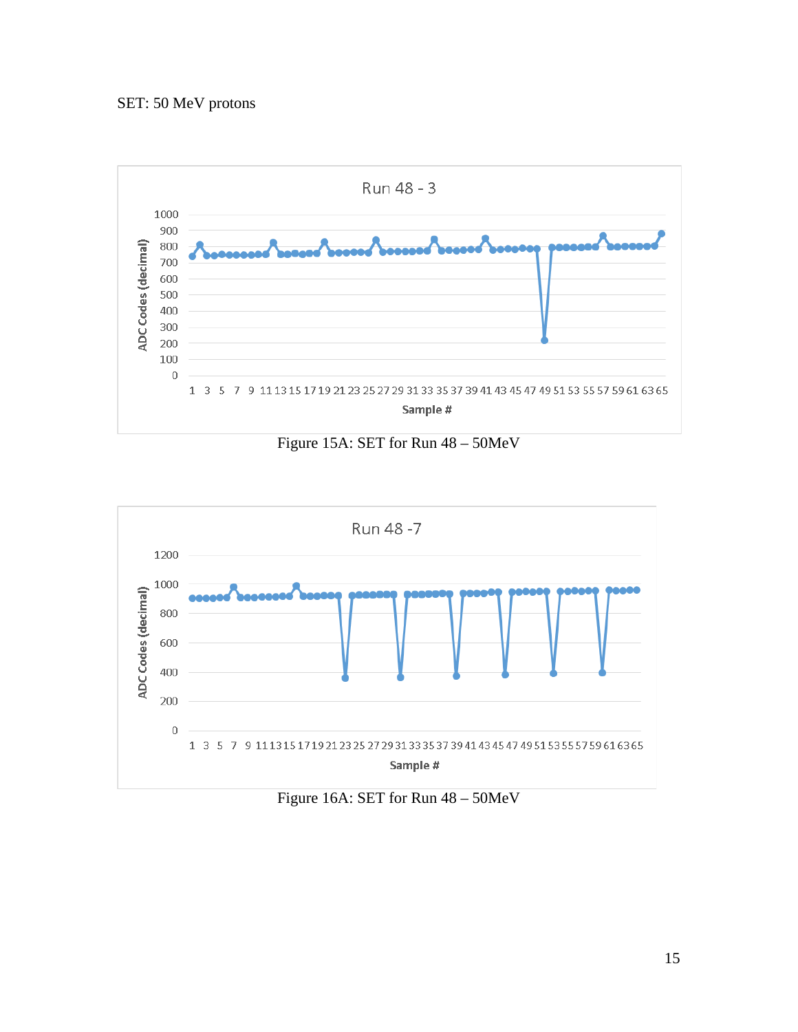SET: 50 MeV protons

Run 48 - 3

1000
900
800
700
600
500
400
300
200
100
0

ADC Codes (decimal)

1 3 5 7 9 11 13 15 17 19 21 23 25 27 29 31 33 35 37 39 41 43 45 47 49 51 53 55 57 59 61 63 65

Sample #

Figure 15A: SET for Run 48 – 50MeV

Run 48 -7

1200
1000
800
600
400
200
0

ADC Codes (decimal)

1 3 5 7 9 11 13 15 17 19 21 23 25 27 29 31 33 35 37 39 41 43 45 47 49 51 53 55 57 59 61 63 65

Sample #

Figure 16A: SET for Run 48 – 50MeV